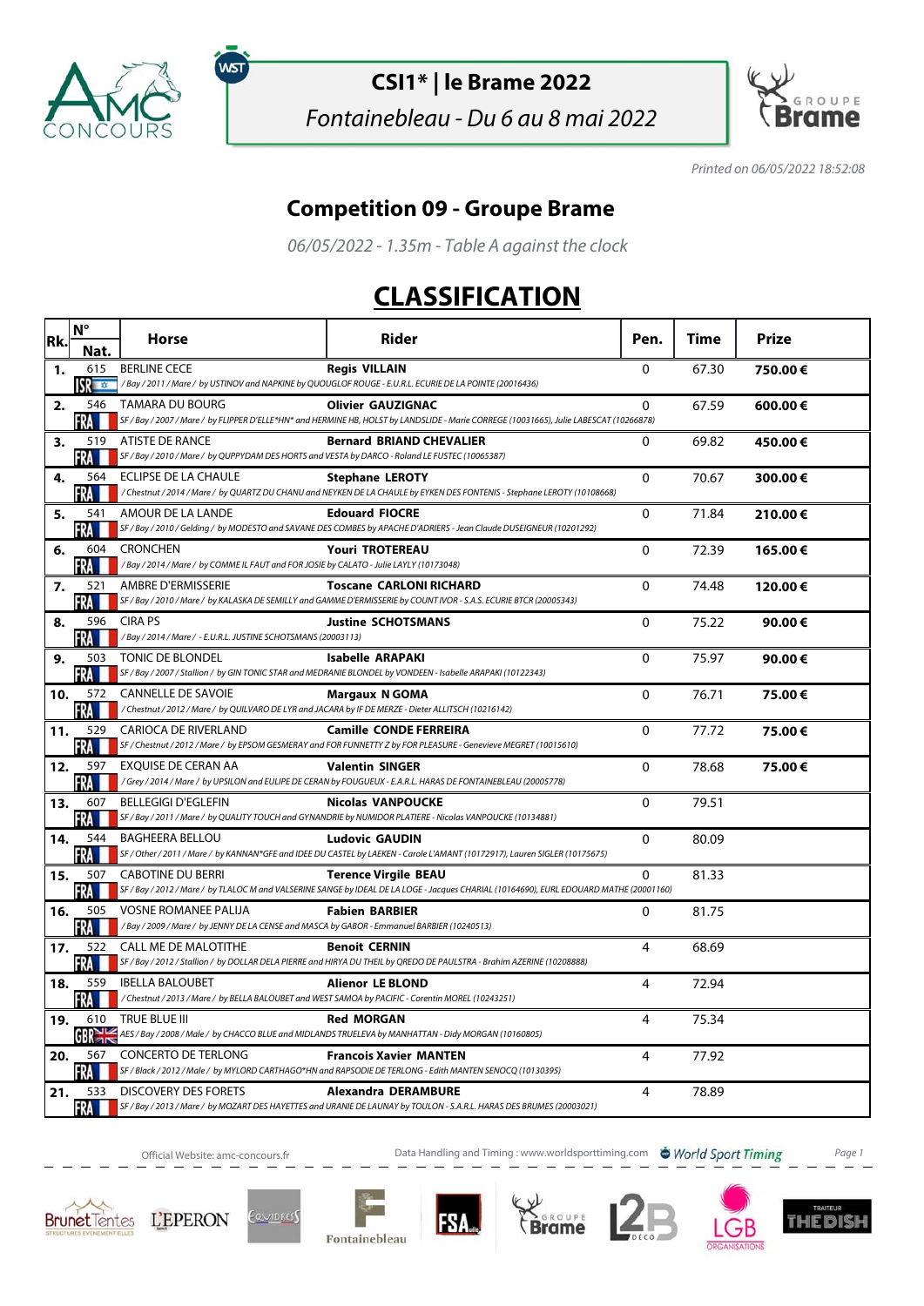# CSI1* | le Brame 2022

*Fontainebleau - Du 6 au 8 mai 2022*

*Printed on 06/05/2022 18:52:08*

## Competition 09 - Groupe Brame

*06/05/2022 - 1.35m - Table A against the clock*

# CLASSIFICATION

| Rk. | N° Nat. | Horse | Rider | Pen. | Time | Prize |
|---|---|---|---|---|---|---|
| 1. | 615 ISR | BERLINE CECE<br>*/ Bay / 2011 / Mare / by USTINOV and NAPKINE by QUOUGLOF ROUGE - E.U.R.L. ECURIE DE LA POINTE (20016436)* | **Regis VILLAIN** | 0 | 67.30 | **750.00 €** |
| 2. | 546 FRA | TAMARA DU BOURG<br>*SF / Bay / 2007 / Mare / by FLIPPER D'ELLE*HN* and HERMINE HB, HOLST by LANDSLIDE - Marie CORREGE (10031665), Julie LABESCAT (10266878)* | **Olivier GAUZIGNAC** | 0 | 67.59 | **600.00 €** |
| 3. | 519 FRA | ATISTE DE RANCE<br>*SF / Bay / 2010 / Mare / by QUPPYDAM DES HORTS and VESTA by DARCO - Roland LE FUSTEC (10065387)* | **Bernard BRIAND CHEVALIER** | 0 | 69.82 | **450.00 €** |
| 4. | 564 FRA | ECLIPSE DE LA CHAULE<br>*/ Chestnut / 2014 / Mare / by QUARTZ DU CHANU and NEYKEN DE LA CHAULE by EYKEN DES FONTENIS - Stephane LEROTY (10108668)* | **Stephane LEROTY** | 0 | 70.67 | **300.00 €** |
| 5. | 541 FRA | AMOUR DE LA LANDE<br>*SF / Bay / 2010 / Gelding / by MODESTO and SAVANE DES COMBES by APACHE D'ADRIERS - Jean Claude DUSEIGNEUR (10201292)* | **Edouard FIOCRE** | 0 | 71.84 | **210.00 €** |
| 6. | 604 FRA | CRONCHEN<br>*/ Bay / 2014 / Mare / by COMME IL FAUT and FOR JOSIE by CALATO - Julie LAYLY (10173048)* | **Youri TROTEREAU** | 0 | 72.39 | **165.00 €** |
| 7. | 521 FRA | AMBRE D'ERMISSERIE<br>*SF / Bay / 2010 / Mare / by KALASKA DE SEMILLY and GAMME D'ERMISSERIE by COUNT IVOR - S.A.S. ECURIE BTCR (20005343)* | **Toscane CARLONI RICHARD** | 0 | 74.48 | **120.00 €** |
| 8. | 596 FRA | CIRA PS<br>*/ Bay / 2014 / Mare / - E.U.R.L. JUSTINE SCHOTSMANS (20003113)* | **Justine SCHOTSMANS** | 0 | 75.22 | **90.00 €** |
| 9. | 503 FRA | TONIC DE BLONDEL<br>*SF / Bay / 2007 / Stallion / by GIN TONIC STAR and MEDRANIE BLONDEL by VONDEEN - Isabelle ARAPAKI (10122343)* | **Isabelle ARAPAKI** | 0 | 75.97 | **90.00 €** |
| 10. | 572 FRA | CANNELLE DE SAVOIE<br>*/ Chestnut / 2012 / Mare / by QUILVARO DE LYR and JACARA by IF DE MERZE - Dieter ALLITSCH (10216142)* | **Margaux N GOMA** | 0 | 76.71 | **75.00 €** |
| 11. | 529 FRA | CARIOCA DE RIVERLAND<br>*SF / Chestnut / 2012 / Mare / by EPSOM GESMERAY and FOR FUNNETTY Z by FOR PLEASURE - Genevieve MEGRET (10015610)* | **Camille CONDE FERREIRA** | 0 | 77.72 | **75.00 €** |
| 12. | 597 FRA | EXQUISE DE CERAN AA<br>*/ Grey / 2014 / Mare / by UPSILON and EULIPE DE CERAN by FOUGUEUX - E.A.R.L. HARAS DE FONTAINEBLEAU (20005778)* | **Valentin SINGER** | 0 | 78.68 | **75.00 €** |
| 13. | 607 FRA | BELLEGIGI D'EGLEFIN<br>*SF / Bay / 2011 / Mare / by QUALITY TOUCH and GYNANDRIE by NUMIDOR PLATIERE - Nicolas VANPOUCKE (10134881)* | **Nicolas VANPOUCKE** | 0 | 79.51 | |
| 14. | 544 FRA | BAGHEERA BELLOU<br>*SF / Other / 2011 / Mare / by KANNAN*GFE and IDEE DU CASTEL by LAEKEN - Carole L'AMANT (10172917), Lauren SIGLER (10175675)* | **Ludovic GAUDIN** | 0 | 80.09 | |
| 15. | 507 FRA | CABOTINE DU BERRI<br>*SF / Bay / 2012 / Mare / by TLALOC M and VALSERINE SANGE by IDEAL DE LA LOGE - Jacques CHARIAL (10164690), EURL EDOUARD MATHE (20001160)* | **Terence Virgile BEAU** | 0 | 81.33 | |
| 16. | 505 FRA | VOSNE ROMANEE PALIJA<br>*/ Bay / 2009 / Mare / by JENNY DE LA CENSE and MASCA by GABOR - Emmanuel BARBIER (10240513)* | **Fabien BARBIER** | 0 | 81.75 | |
| 17. | 522 FRA | CALL ME DE MALOTITHE<br>*SF / Bay / 2012 / Stallion / by DOLLAR DELA PIERRE and HIRYA DU THEIL by QREDO DE PAULSTRA - Brahim AZERINE (10208888)* | **Benoit CERNIN** | 4 | 68.69 | |
| 18. | 559 FRA | IBELLA BALOUBET<br>*/ Chestnut / 2013 / Mare / by BELLA BALOUBET and WEST SAMOA by PACIFIC - Corentin MOREL (10243251)* | **Alienor LE BLOND** | 4 | 72.94 | |
| 19. | 610 GBR | TRUE BLUE III<br>*AES / Bay / 2008 / Male / by CHACCO BLUE and MIDLANDS TRUELEVA by MANHATTAN - Didy MORGAN (10160805)* | **Red MORGAN** | 4 | 75.34 | |
| 20. | 567 FRA | CONCERTO DE TERLONG<br>*SF / Black / 2012 / Male / by MYLORD CARTHAGO*HN and RAPSODIE DE TERLONG - Edith MANTEN SENOCQ (10130395)* | **Francois Xavier MANTEN** | 4 | 77.92 | |
| 21. | 533 FRA | DISCOVERY DES FORETS<br>*SF / Bay / 2013 / Mare / by MOZART DES HAYETTES and URANIE DE LAUNAY by TOULON - S.A.R.L. HARAS DES BRUMES (20003021)* | **Alexandra DERAMBURE** | 4 | 78.89 | |

Official Website: amc-concours.fr — Data Handling and Timing : www.worldsporttiming.com — World Sport Timing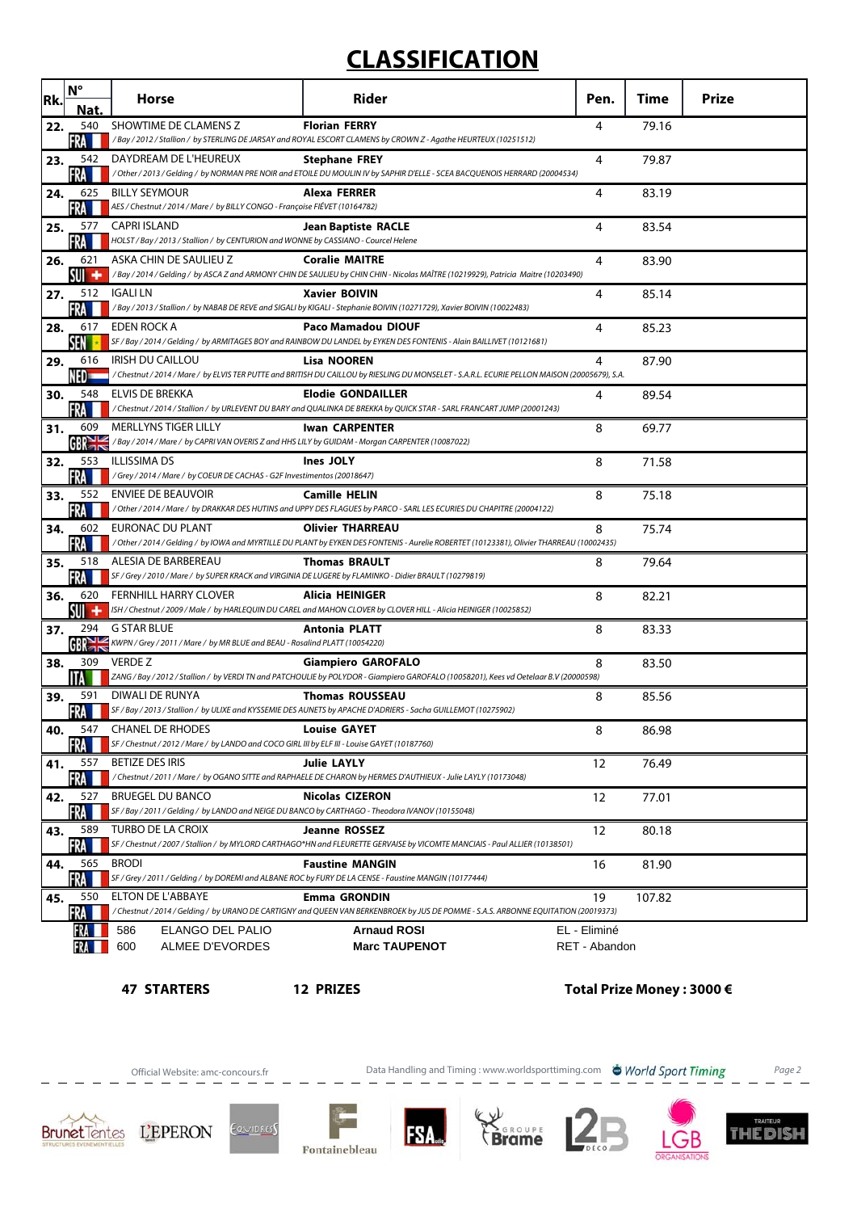# CLASSIFICATION

| Rk. | N° Nat. | Horse | Rider | Pen. | Time | Prize |
|---|---|---|---|---|---|---|
| 22. | 540 FRA | SHOWTIME DE CLAMENS Z<br>*/ Bay / 2012 / Stallion / by STERLING DE JARSAY and ROYAL ESCORT CLAMENS by CROWN Z - Agathe HEURTEUX (10251512)* | **Florian FERRY** | 4 | 79.16 | |
| 23. | 542 FRA | DAYDREAM DE L'HEUREUX<br>*/ Other / 2013 / Gelding / by NORMAN PRE NOIR and ETOILE DU MOULIN IV by SAPHIR D'ELLE - SCEA BACQUENOIS HERRARD (20004534)* | **Stephane FREY** | 4 | 79.87 | |
| 24. | 625 FRA | BILLY SEYMOUR<br>*AES / Chestnut / 2014 / Mare / by BILLY CONGO - Françoise FIÉVET (10164782)* | **Alexa FERRER** | 4 | 83.19 | |
| 25. | 577 FRA | CAPRI ISLAND<br>*HOLST / Bay / 2013 / Stallion / by CENTURION and WONNE by CASSIANO - Courcel Helene* | **Jean Baptiste RACLE** | 4 | 83.54 | |
| 26. | 621 SUI | ASKA CHIN DE SAULIEU Z<br>*/ Bay / 2014 / Gelding / by ASCA Z and ARMONY CHIN DE SAULIEU by CHIN CHIN - Nicolas MAÎTRE (10219929), Patricia Maitre (10203490)* | **Coralie MAITRE** | 4 | 83.90 | |
| 27. | 512 FRA | IGALI LN<br>*/ Bay / 2013 / Stallion / by NABAB DE REVE and SIGALI by KIGALI - Stephanie BOIVIN (10271729), Xavier BOIVIN (10022483)* | **Xavier BOIVIN** | 4 | 85.14 | |
| 28. | 617 SEN | EDEN ROCK A<br>*SF / Bay / 2014 / Gelding / by ARMITAGES BOY and RAINBOW DU LANDEL by EYKEN DES FONTENIS - Alain BAILLIVET (10121681)* | **Paco Mamadou DIOUF** | 4 | 85.23 | |
| 29. | 616 NED | IRISH DU CAILLOU<br>*/ Chestnut / 2014 / Mare / by ELVIS TER PUTTE and BRITISH DU CAILLOU by RIESLING DU MONSELET - S.A.R.L. ECURIE PELLON MAISON (20005679), S.A.* | **Lisa NOOREN** | 4 | 87.90 | |
| 30. | 548 FRA | ELVIS DE BREKKA<br>*/ Chestnut / 2014 / Stallion / by URLEVENT DU BARY and QUALINKA DE BREKKA by QUICK STAR - SARL FRANCART JUMP (20001243)* | **Elodie GONDAILLER** | 4 | 89.54 | |
| 31. | 609 GBR | MERLLYNS TIGER LILLY<br>*/ Bay / 2014 / Mare / by CAPRI VAN OVERIS Z and HHS LILY by GUIDAM - Morgan CARPENTER (10087022)* | **Iwan CARPENTER** | 8 | 69.77 | |
| 32. | 553 FRA | ILLISSIMA DS<br>*/ Grey / 2014 / Mare / by COEUR DE CACHAS - G2F Investimentos (20018647)* | **Ines JOLY** | 8 | 71.58 | |
| 33. | 552 FRA | ENVIEE DE BEAUVOIR<br>*/ Other / 2014 / Mare / by DRAKKAR DES HUTINS and UPPY DES FLAGUES by PARCO - SARL LES ECURIES DU CHAPITRE (20004122)* | **Camille HELIN** | 8 | 75.18 | |
| 34. | 602 FRA | EURONAC DU PLANT<br>*/ Other / 2014 / Gelding / by IOWA and MYRTILLE DU PLANT by EYKEN DES FONTENIS - Aurelie ROBERTET (10123381), Olivier THARREAU (10002435)* | **Olivier THARREAU** | 8 | 75.74 | |
| 35. | 518 FRA | ALESIA DE BARBEREAU<br>*SF / Grey / 2010 / Mare / by SUPER KRACK and VIRGINIA DE LUGERE by FLAMINKO - Didier BRAULT (10279819)* | **Thomas BRAULT** | 8 | 79.64 | |
| 36. | 620 SUI | FERNHILL HARRY CLOVER<br>*ISH / Chestnut / 2009 / Male / by HARLEQUIN DU CAREL and MAHON CLOVER by CLOVER HILL - Alicia HEINIGER (10025852)* | **Alicia HEINIGER** | 8 | 82.21 | |
| 37. | 294 GBR | G STAR BLUE<br>*KWPN / Grey / 2011 / Mare / by MR BLUE and BEAU - Rosalind PLATT (10054220)* | **Antonia PLATT** | 8 | 83.33 | |
| 38. | 309 ITA | VERDE Z<br>*ZANG / Bay / 2012 / Stallion / by VERDI TN and PATCHOULIE by POLYDOR - Giampiero GAROFALO (10058201), Kees vd Oetelaar B.V (20000598)* | **Giampiero GAROFALO** | 8 | 83.50 | |
| 39. | 591 FRA | DIWALI DE RUNYA<br>*SF / Bay / 2013 / Stallion / by ULIXE and KYSSEMIE DES AUNETS by APACHE D'ADRIERS - Sacha GUILLEMOT (10275902)* | **Thomas ROUSSEAU** | 8 | 85.56 | |
| 40. | 547 FRA | CHANEL DE RHODES<br>*SF / Chestnut / 2012 / Mare / by LANDO and COCO GIRL III by ELF III - Louise GAYET (10187760)* | **Louise GAYET** | 8 | 86.98 | |
| 41. | 557 FRA | BETIZE DES IRIS<br>*/ Chestnut / 2011 / Mare / by OGANO SITTE and RAPHAELE DE CHARON by HERMES D'AUTHIEUX - Julie LAYLY (10173048)* | **Julie LAYLY** | 12 | 76.49 | |
| 42. | 527 FRA | BRUEGEL DU BANCO<br>*SF / Bay / 2011 / Gelding / by LANDO and NEIGE DU BANCO by CARTHAGO - Theodora IVANOV (10155048)* | **Nicolas CIZERON** | 12 | 77.01 | |
| 43. | 589 FRA | TURBO DE LA CROIX<br>*SF / Chestnut / 2007 / Stallion / by MYLORD CARTHAGO*HN and FLEURETTE GERVAISE by VICOMTE MANCIAIS - Paul ALLIER (10138501)* | **Jeanne ROSSEZ** | 12 | 80.18 | |
| 44. | 565 FRA | BRODI<br>*SF / Grey / 2011 / Gelding / by DOREMI and ALBANE ROC by FURY DE LA CENSE - Faustine MANGIN (10177444)* | **Faustine MANGIN** | 16 | 81.90 | |
| 45. | 550 FRA | ELTON DE L'ABBAYE<br>*/ Chestnut / 2014 / Gelding / by URANO DE CARTIGNY and QUEEN VAN BERKENBROEK by JUS DE POMME - S.A.S. ARBONNE EQUITATION (20019373)* | **Emma GRONDIN** | 19 | 107.82 | |
| | 586 FRA | ELANGO DEL PALIO | **Arnaud ROSI** | EL - Eliminé | | |
| | 600 FRA | ALMEE D'EVORDES | **Marc TAUPENOT** | RET - Abandon | | |

**47 STARTERS** **12 PRIZES** **Total Prize Money : 3000 €**

Official Website: amc-concours.fr Data Handling and Timing : www.worldsporttiming.com World Sport Timing